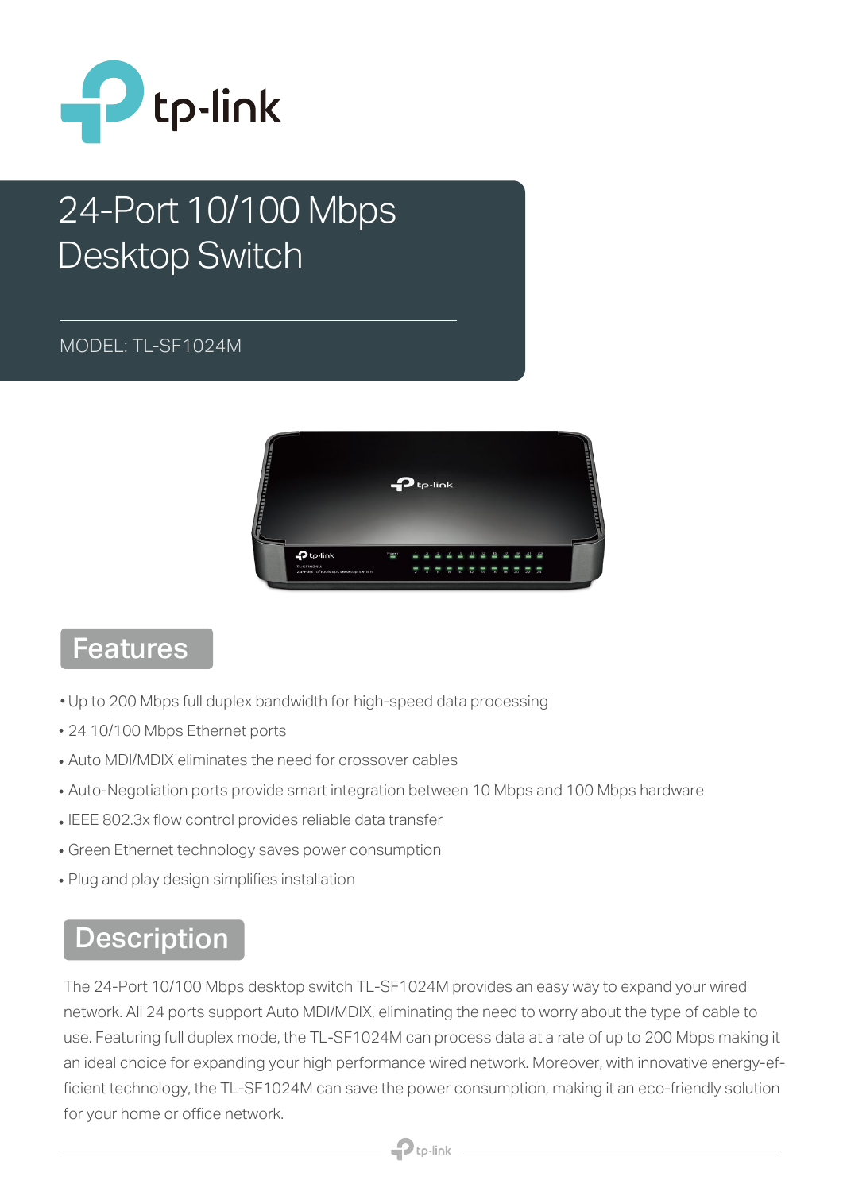# 24-Port 10/100 Mbps Desktop Switch

MODEL: TL-SF1024M

## Features

- Up to 200 Mbps full duplex bandwidth for high-speed data processing
- 24 10/100 Mbps Ethernet ports
- Auto MDI/MDIX eliminates the need for crossover cables
- Auto-Negotiation ports provide smart integration between 10 Mbps and 100 Mbps hardware
- IEEE 802.3x flow control provides reliable data transfer
- Green Ethernet technology saves power consumption
- Plug and play design simplifies installation

## Description

The 24-Port 10/100 Mbps desktop switch TL-SF1024M provides an easy way to expand your wired network. All 24 ports support Auto MDI/MDIX, eliminating the need to worry about the type of cable to use. Featuring full duplex mode, the TL-SF1024M can process data at a rate of up to 200 Mbps making it an ideal choice for expanding your high performance wired network. Moreover, with innovative energy-efficient technology, the TL-SF1024M can save the power consumption, making it an eco-friendly solution for your home or office network.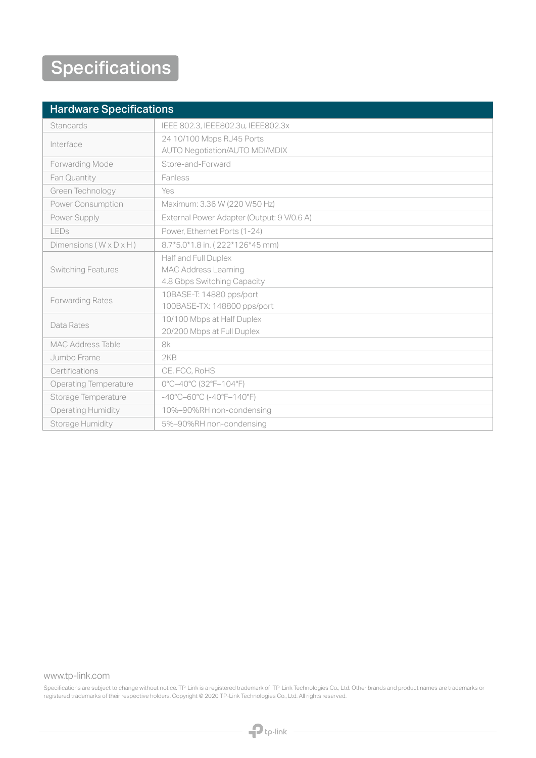# Specifications

| Hardware Specifications | |
|---|---|
| Standards | IEEE 802.3, IEEE802.3u, IEEE802.3x |
| Interface | 24 10/100 Mbps RJ45 Ports<br>AUTO Negotiation/AUTO MDI/MDIX |
| Forwarding Mode | Store-and-Forward |
| Fan Quantity | Fanless |
| Green Technology | Yes |
| Power Consumption | Maximum: 3.36 W (220 V/50 Hz) |
| Power Supply | External Power Adapter (Output: 9 V/0.6 A) |
| LEDs | Power, Ethernet Ports (1-24) |
| Dimensions ( W x D x H ) | 8.7*5.0*1.8 in. ( 222*126*45 mm) |
| Switching Features | Half and Full Duplex<br>MAC Address Learning<br>4.8 Gbps Switching Capacity |
| Forwarding Rates | 10BASE-T: 14880 pps/port<br>100BASE-TX: 148800 pps/port |
| Data Rates | 10/100 Mbps at Half Duplex<br>20/200 Mbps at Full Duplex |
| MAC Address Table | 8k |
| Jumbo Frame | 2KB |
| Certifications | CE, FCC, RoHS |
| Operating Temperature | 0°C–40°C (32°F–104°F) |
| Storage Temperature | -40°C–60°C (-40°F–140°F) |
| Operating Humidity | 10%–90%RH non-condensing |
| Storage Humidity | 5%–90%RH non-condensing |

www.tp-link.com

Specifications are subject to change without notice. TP-Link is a registered trademark of TP-Link Technologies Co., Ltd. Other brands and product names are trademarks or registered trademarks of their respective holders. Copyright © 2020 TP-Link Technologies Co., Ltd. All rights reserved.